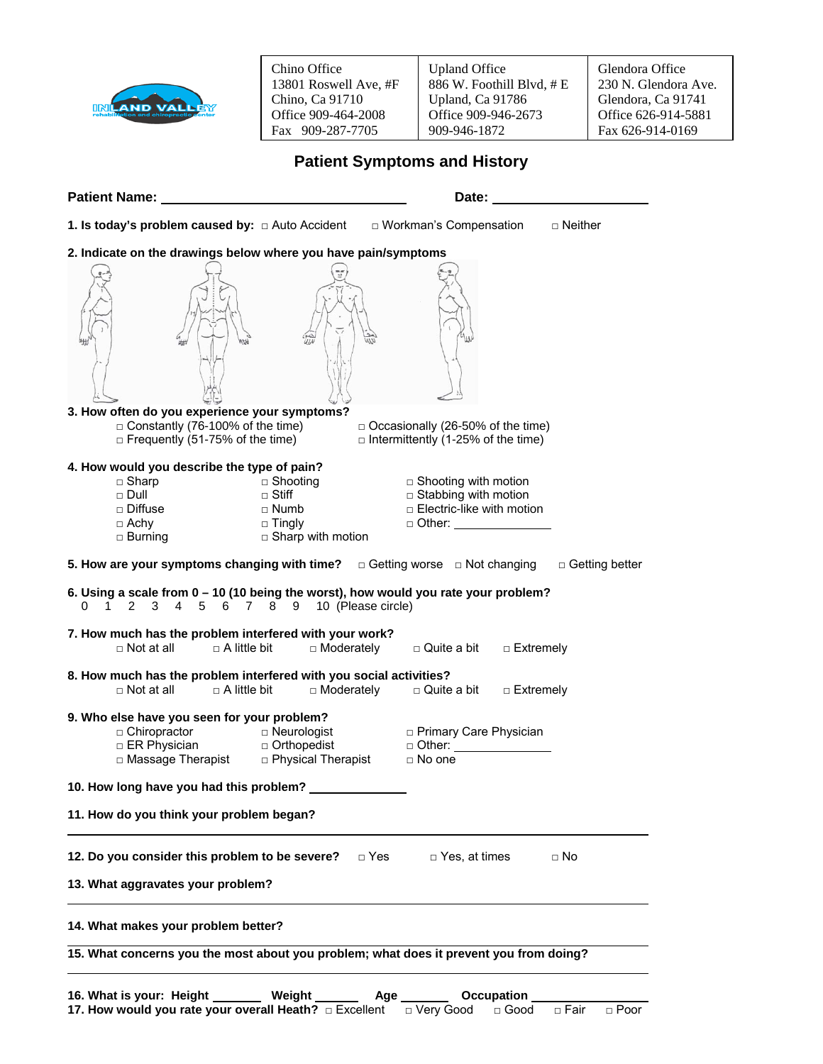| Chino Office | Upland Office | Glendora Office |
|---|---|---|
| 13801 Roswell Ave, #F | 886 W. Foothill Blvd, # E | 230 N. Glendora Ave. |
| Chino, Ca 91710 | Upland, Ca 91786 | Glendora, Ca 91741 |
| Office 909-464-2008 | Office 909-946-2673 | Office 626-914-5881 |
| Fax 909-287-7705 | 909-946-1872 | Fax 626-914-0169 |

# Patient Symptoms and History

**Patient Name:** ______________________________ **Date:** ____________________

**1. Is today's problem caused by:** □ Auto Accident □ Workman's Compensation □ Neither

**2. Indicate on the drawings below where you have pain/symptoms**

**3. How often do you experience your symptoms?**
- □ Constantly (76-100% of the time)
- □ Occasionally (26-50% of the time)
- □ Frequently (51-75% of the time)
- □ Intermittently (1-25% of the time)

**4. How would you describe the type of pain?**
- □ Sharp
- □ Dull
- □ Diffuse
- □ Achy
- □ Burning
- □ Shooting
- □ Stiff
- □ Numb
- □ Tingly
- □ Sharp with motion
- □ Shooting with motion
- □ Stabbing with motion
- □ Electric-like with motion
- □ Other: ____________

**5. How are your symptoms changing with time?** □ Getting worse □ Not changing □ Getting better

**6. Using a scale from 0 – 10 (10 being the worst), how would you rate your problem?**
0 1 2 3 4 5 6 7 8 9 10 (Please circle)

**7. How much has the problem interfered with your work?**
□ Not at all □ A little bit □ Moderately □ Quite a bit □ Extremely

**8. How much has the problem interfered with you social activities?**
□ Not at all □ A little bit □ Moderately □ Quite a bit □ Extremely

**9. Who else have you seen for your problem?**
- □ Chiropractor
- □ ER Physician
- □ Massage Therapist
- □ Neurologist
- □ Orthopedist
- □ Physical Therapist
- □ Primary Care Physician
- □ Other: ____________
- □ No one

**10. How long have you had this problem?** ____________

**11. How do you think your problem began?**

______________________________________________________________________

**12. Do you consider this problem to be severe?** □ Yes □ Yes, at times □ No

**13. What aggravates your problem?**

______________________________________________________________________

**14. What makes your problem better?**

______________________________________________________________________

**15. What concerns you the most about you problem; what does it prevent you from doing?**

______________________________________________________________________

**16. What is your: Height** _______ **Weight** _______ **Age** _______ **Occupation** ____________

**17. How would you rate your overall Heath?** □ Excellent □ Very Good □ Good □ Fair □ Poor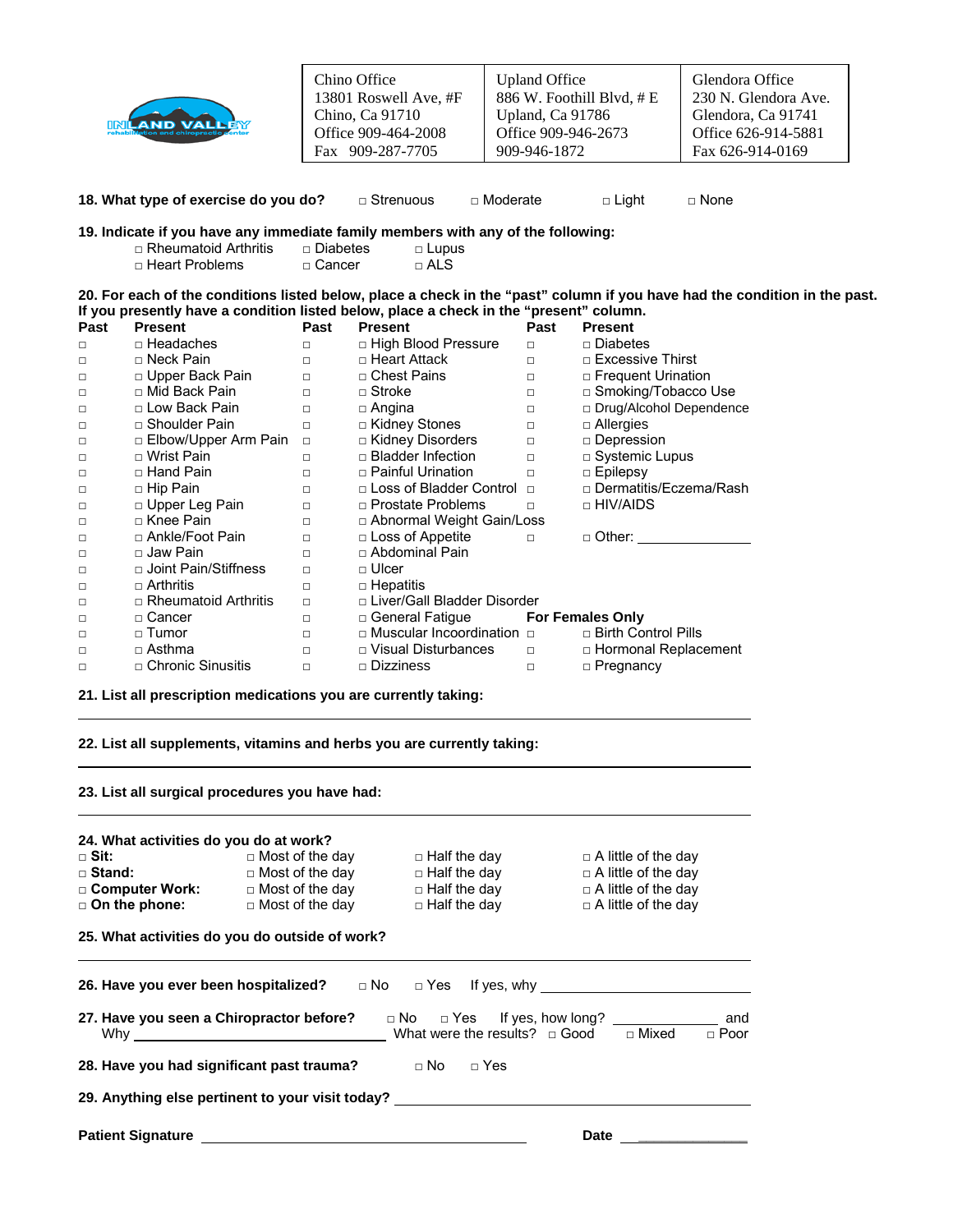| Chino Office | Upland Office | Glendora Office |
|---|---|---|
| 13801 Roswell Ave, #F | 886 W. Foothill Blvd, # E | 230 N. Glendora Ave. |
| Chino, Ca 91710 | Upland, Ca 91786 | Glendora, Ca 91741 |
| Office 909-464-2008 | Office 909-946-2673 | Office 626-914-5881 |
| Fax 909-287-7705 | 909-946-1872 | Fax 626-914-0169 |

**18. What type of exercise do you do?** □ Strenuous □ Moderate □ Light □ None

**19. Indicate if you have any immediate family members with any of the following:**

□ Rheumatoid Arthritis □ Diabetes □ Lupus
□ Heart Problems □ Cancer □ ALS

**20. For each of the conditions listed below, place a check in the "past" column if you have had the condition in the past. If you presently have a condition listed below, place a check in the "present" column.**

| Past | Present | Past | Present | Past | Present |
|---|---|---|---|---|---|
| □ | □ Headaches | □ | □ High Blood Pressure | □ | □ Diabetes |
| □ | □ Neck Pain | □ | □ Heart Attack | □ | □ Excessive Thirst |
| □ | □ Upper Back Pain | □ | □ Chest Pains | □ | □ Frequent Urination |
| □ | □ Mid Back Pain | □ | □ Stroke | □ | □ Smoking/Tobacco Use |
| □ | □ Low Back Pain | □ | □ Angina | □ | □ Drug/Alcohol Dependence |
| □ | □ Shoulder Pain | □ | □ Kidney Stones | □ | □ Allergies |
| □ | □ Elbow/Upper Arm Pain | □ | □ Kidney Disorders | □ | □ Depression |
| □ | □ Wrist Pain | □ | □ Bladder Infection | □ | □ Systemic Lupus |
| □ | □ Hand Pain | □ | □ Painful Urination | □ | □ Epilepsy |
| □ | □ Hip Pain | □ | □ Loss of Bladder Control | □ | □ Dermatitis/Eczema/Rash |
| □ | □ Upper Leg Pain | □ | □ Prostate Problems | □ | □ HIV/AIDS |
| □ | □ Knee Pain | □ | □ Abnormal Weight Gain/Loss | | |
| □ | □ Ankle/Foot Pain | □ | □ Loss of Appetite | □ | □ Other: ____________ |
| □ | □ Jaw Pain | □ | □ Abdominal Pain | | |
| □ | □ Joint Pain/Stiffness | □ | □ Ulcer | | |
| □ | □ Arthritis | □ | □ Hepatitis | | |
| □ | □ Rheumatoid Arthritis | □ | □ Liver/Gall Bladder Disorder | | |
| □ | □ Cancer | □ | □ General Fatigue | **For Females Only** | |
| □ | □ Tumor | □ | □ Muscular Incoordination | □ | □ Birth Control Pills |
| □ | □ Asthma | □ | □ Visual Disturbances | □ | □ Hormonal Replacement |
| □ | □ Chronic Sinusitis | □ | □ Dizziness | □ | □ Pregnancy |

**21. List all prescription medications you are currently taking:**

______________________________________________

**22. List all supplements, vitamins and herbs you are currently taking:**

______________________________________________

**23. List all surgical procedures you have had:**

______________________________________________

**24. What activities do you do at work?**

| | | | |
|---|---|---|---|
| □ **Sit:** | □ Most of the day | □ Half the day | □ A little of the day |
| □ **Stand:** | □ Most of the day | □ Half the day | □ A little of the day |
| □ **Computer Work:** | □ Most of the day | □ Half the day | □ A little of the day |
| □ **On the phone:** | □ Most of the day | □ Half the day | □ A little of the day |

**25. What activities do you do outside of work?**

______________________________________________

**26. Have you ever been hospitalized?** □ No □ Yes If yes, why ____________________

**27. Have you seen a Chiropractor before?** □ No □ Yes If yes, how long? ____________ and Why ____________________ What were the results? □ Good □ Mixed □ Poor

**28. Have you had significant past trauma?** □ No □ Yes

**29. Anything else pertinent to your visit today?** ____________________

**Patient Signature** ______________________________ **Date** ____________